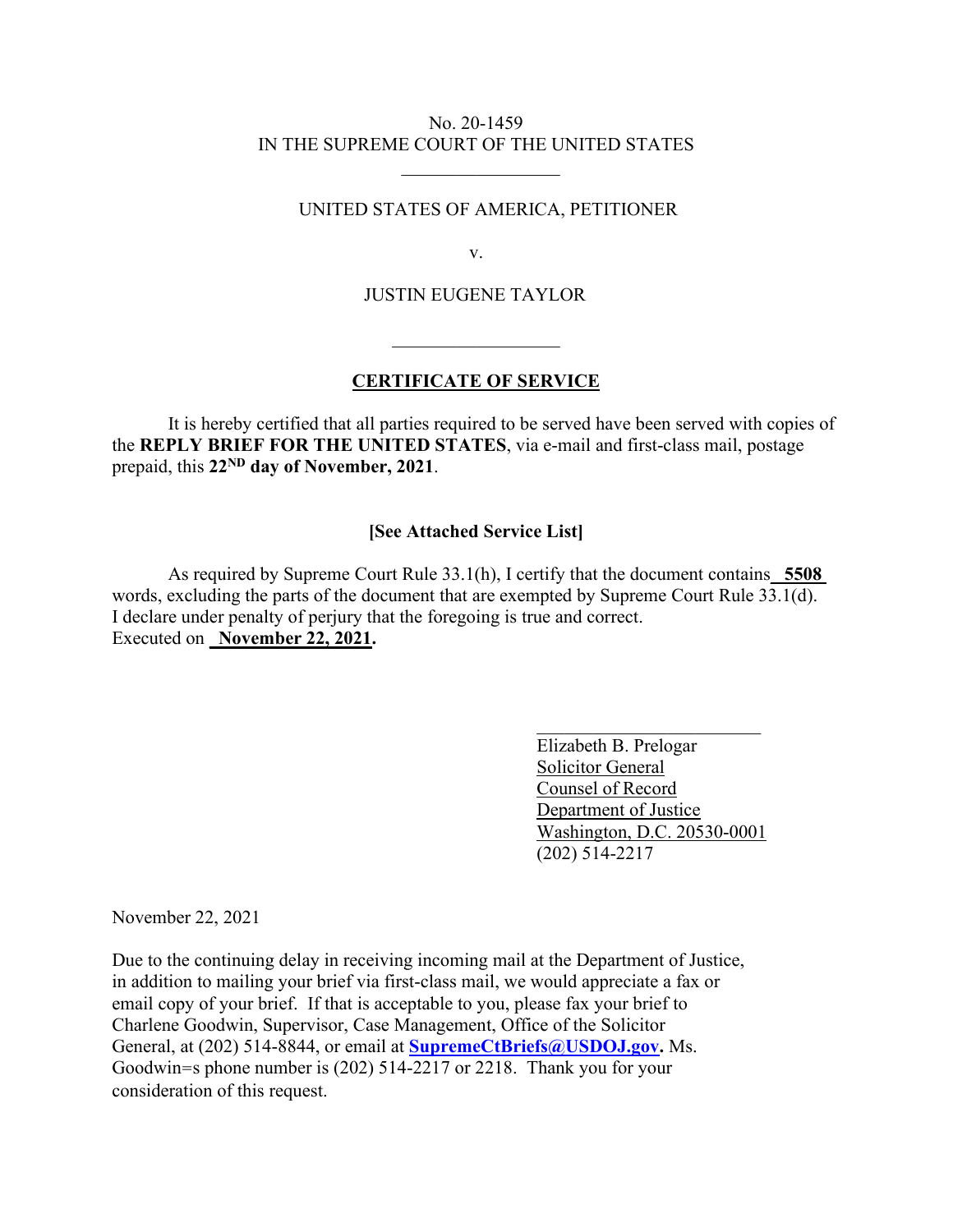No. 20-1459
IN THE SUPREME COURT OF THE UNITED STATES

---

UNITED STATES OF AMERICA, PETITIONER

v.

JUSTIN EUGENE TAYLOR

---

**CERTIFICATE OF SERVICE**

It is hereby certified that all parties required to be served have been served with copies of the **REPLY BRIEF FOR THE UNITED STATES**, via e-mail and first-class mail, postage prepaid, this **22ND day of November, 2021**.

**[See Attached Service List]**

As required by Supreme Court Rule 33.1(h), I certify that the document contains **5508** words, excluding the parts of the document that are exempted by Supreme Court Rule 33.1(d). I declare under penalty of perjury that the foregoing is true and correct.
Executed on **November 22, 2021.**

Elizabeth B. Prelogar
Solicitor General
Counsel of Record
Department of Justice
Washington, D.C. 20530-0001
(202) 514-2217

November 22, 2021

Due to the continuing delay in receiving incoming mail at the Department of Justice, in addition to mailing your brief via first-class mail, we would appreciate a fax or email copy of your brief. If that is acceptable to you, please fax your brief to Charlene Goodwin, Supervisor, Case Management, Office of the Solicitor General, at (202) 514-8844, or email at **SupremeCtBriefs@USDOJ.gov.** Ms. Goodwin=s phone number is (202) 514-2217 or 2218. Thank you for your consideration of this request.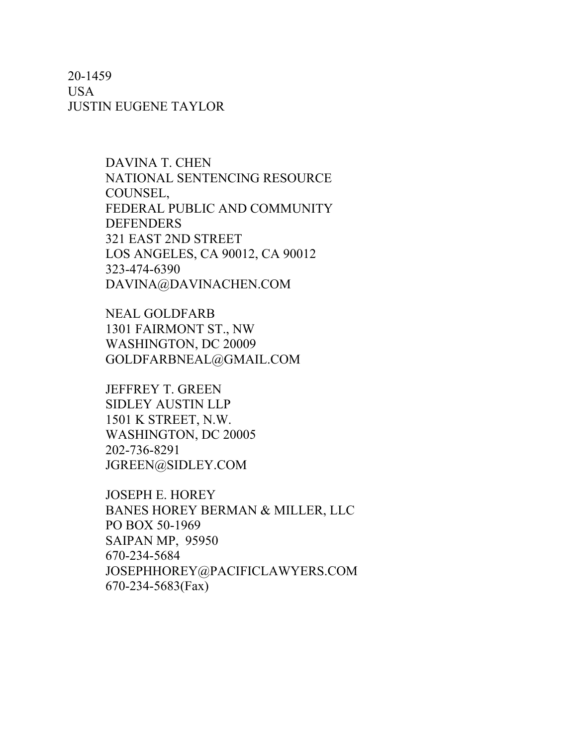20-1459
USA
JUSTIN EUGENE TAYLOR

DAVINA T. CHEN
NATIONAL SENTENCING RESOURCE COUNSEL,
FEDERAL PUBLIC AND COMMUNITY DEFENDERS
321 EAST 2ND STREET
LOS ANGELES, CA 90012, CA 90012
323-474-6390
DAVINA@DAVINACHEN.COM

NEAL GOLDFARB
1301 FAIRMONT ST., NW
WASHINGTON, DC 20009
GOLDFARBNEAL@GMAIL.COM

JEFFREY T. GREEN
SIDLEY AUSTIN LLP
1501 K STREET, N.W.
WASHINGTON, DC 20005
202-736-8291
JGREEN@SIDLEY.COM

JOSEPH E. HOREY
BANES HOREY BERMAN & MILLER, LLC
PO BOX 50-1969
SAIPAN MP, 95950
670-234-5684
JOSEPHHOREY@PACIFICLAWYERS.COM
670-234-5683(Fax)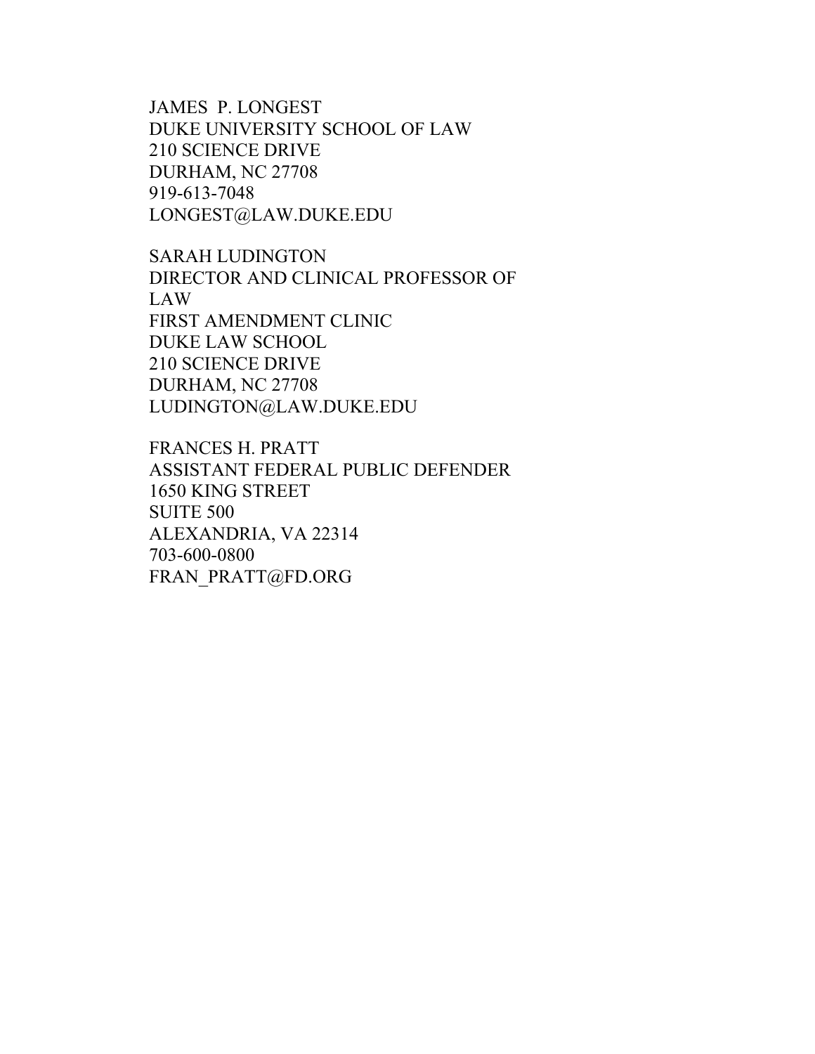JAMES P. LONGEST
DUKE UNIVERSITY SCHOOL OF LAW
210 SCIENCE DRIVE
DURHAM, NC 27708
919-613-7048
LONGEST@LAW.DUKE.EDU

SARAH LUDINGTON
DIRECTOR AND CLINICAL PROFESSOR OF LAW
FIRST AMENDMENT CLINIC
DUKE LAW SCHOOL
210 SCIENCE DRIVE
DURHAM, NC 27708
LUDINGTON@LAW.DUKE.EDU

FRANCES H. PRATT
ASSISTANT FEDERAL PUBLIC DEFENDER
1650 KING STREET
SUITE 500
ALEXANDRIA, VA 22314
703-600-0800
FRAN_PRATT@FD.ORG